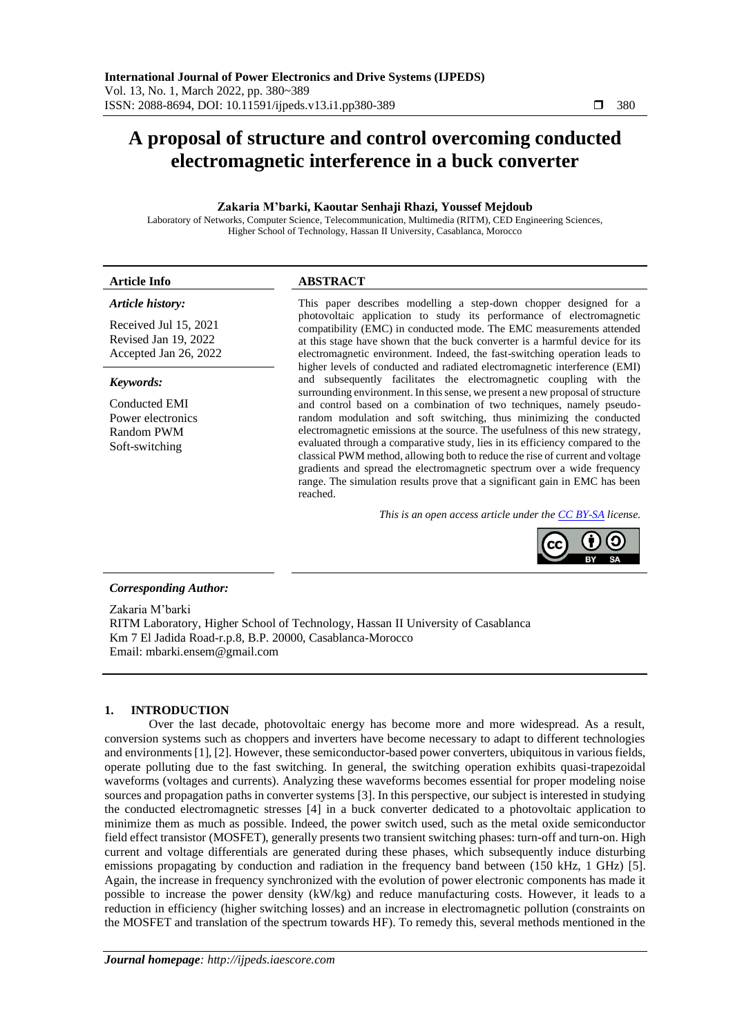# A proposal of structure and control overcoming conducted electromagnetic interference in a buck converter

**Zakaria M'barki, Kaoutar Senhaji Rhazi, Youssef Mejdoub**

Laboratory of Networks, Computer Science, Telecommunication, Multimedia (RITM), CED Engineering Sciences, Higher School of Technology, Hassan II University, Casablanca, Morocco

**Article Info**

*Article history:*

Received Jul 15, 2021
Revised Jan 19, 2022
Accepted Jan 26, 2022

*Keywords:*

Conducted EMI
Power electronics
Random PWM
Soft-switching

**ABSTRACT**

This paper describes modelling a step-down chopper designed for a photovoltaic application to study its performance of electromagnetic compatibility (EMC) in conducted mode. The EMC measurements attended at this stage have shown that the buck converter is a harmful device for its electromagnetic environment. Indeed, the fast-switching operation leads to higher levels of conducted and radiated electromagnetic interference (EMI) and subsequently facilitates the electromagnetic coupling with the surrounding environment. In this sense, we present a new proposal of structure and control based on a combination of two techniques, namely pseudo-random modulation and soft switching, thus minimizing the conducted electromagnetic emissions at the source. The usefulness of this new strategy, evaluated through a comparative study, lies in its efficiency compared to the classical PWM method, allowing both to reduce the rise of current and voltage gradients and spread the electromagnetic spectrum over a wide frequency range. The simulation results prove that a significant gain in EMC has been reached.

*This is an open access article under the CC BY-SA license.*

***Corresponding Author:***

Zakaria M'barki
RITM Laboratory, Higher School of Technology, Hassan II University of Casablanca
Km 7 El Jadida Road-r.p.8, B.P. 20000, Casablanca-Morocco
Email: mbarki.ensem@gmail.com

## 1. INTRODUCTION

Over the last decade, photovoltaic energy has become more and more widespread. As a result, conversion systems such as choppers and inverters have become necessary to adapt to different technologies and environments [1], [2]. However, these semiconductor-based power converters, ubiquitous in various fields, operate polluting due to the fast switching. In general, the switching operation exhibits quasi-trapezoidal waveforms (voltages and currents). Analyzing these waveforms becomes essential for proper modeling noise sources and propagation paths in converter systems [3]. In this perspective, our subject is interested in studying the conducted electromagnetic stresses [4] in a buck converter dedicated to a photovoltaic application to minimize them as much as possible. Indeed, the power switch used, such as the metal oxide semiconductor field effect transistor (MOSFET), generally presents two transient switching phases: turn-off and turn-on. High current and voltage differentials are generated during these phases, which subsequently induce disturbing emissions propagating by conduction and radiation in the frequency band between (150 kHz, 1 GHz) [5]. Again, the increase in frequency synchronized with the evolution of power electronic components has made it possible to increase the power density (kW/kg) and reduce manufacturing costs. However, it leads to a reduction in efficiency (higher switching losses) and an increase in electromagnetic pollution (constraints on the MOSFET and translation of the spectrum towards HF). To remedy this, several methods mentioned in the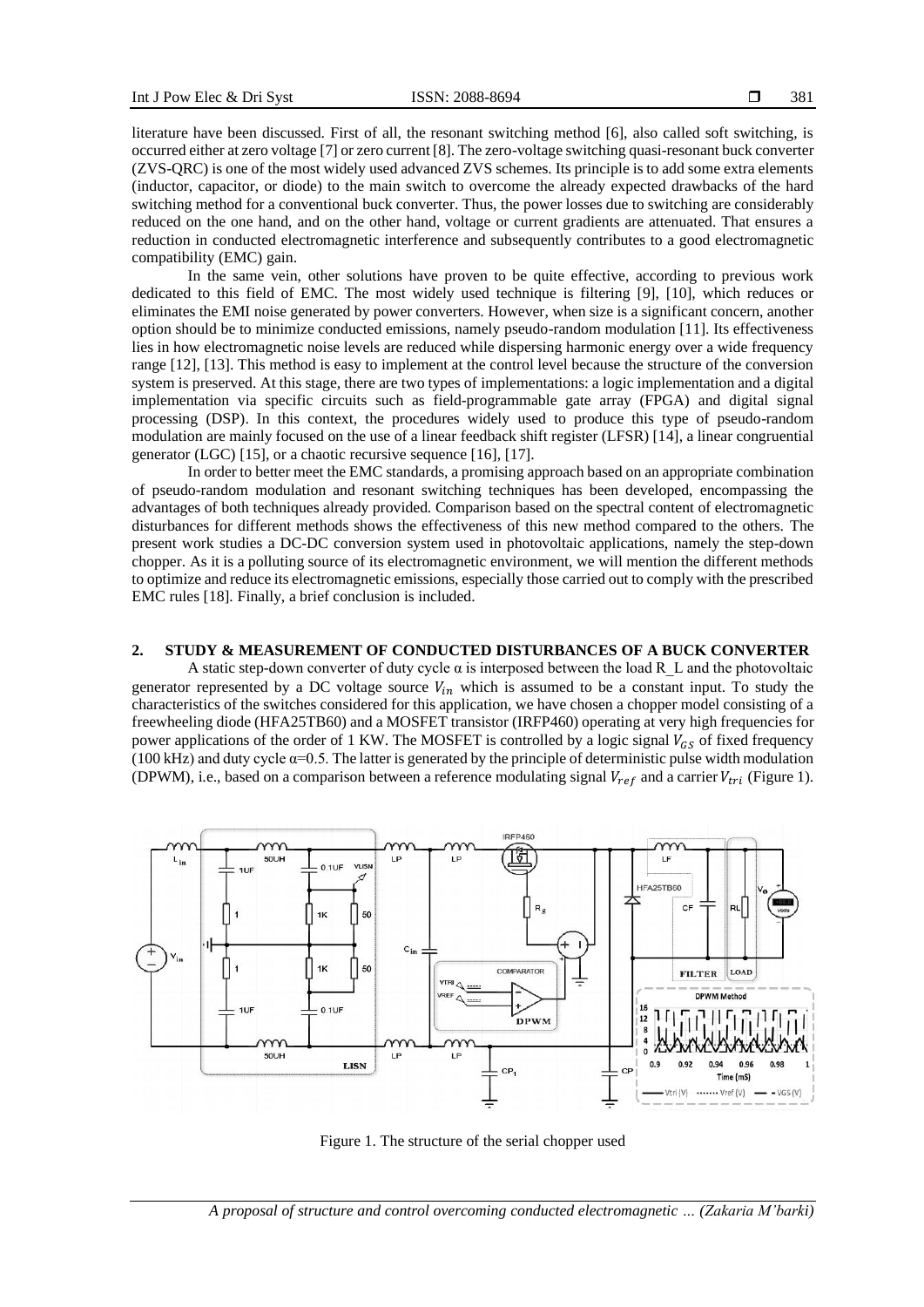literature have been discussed. First of all, the resonant switching method [6], also called soft switching, is occurred either at zero voltage [7] or zero current [8]. The zero-voltage switching quasi-resonant buck converter (ZVS-QRC) is one of the most widely used advanced ZVS schemes. Its principle is to add some extra elements (inductor, capacitor, or diode) to the main switch to overcome the already expected drawbacks of the hard switching method for a conventional buck converter. Thus, the power losses due to switching are considerably reduced on the one hand, and on the other hand, voltage or current gradients are attenuated. That ensures a reduction in conducted electromagnetic interference and subsequently contributes to a good electromagnetic compatibility (EMC) gain.

In the same vein, other solutions have proven to be quite effective, according to previous work dedicated to this field of EMC. The most widely used technique is filtering [9], [10], which reduces or eliminates the EMI noise generated by power converters. However, when size is a significant concern, another option should be to minimize conducted emissions, namely pseudo-random modulation [11]. Its effectiveness lies in how electromagnetic noise levels are reduced while dispersing harmonic energy over a wide frequency range [12], [13]. This method is easy to implement at the control level because the structure of the conversion system is preserved. At this stage, there are two types of implementations: a logic implementation and a digital implementation via specific circuits such as field-programmable gate array (FPGA) and digital signal processing (DSP). In this context, the procedures widely used to produce this type of pseudo-random modulation are mainly focused on the use of a linear feedback shift register (LFSR) [14], a linear congruential generator (LGC) [15], or a chaotic recursive sequence [16], [17].

In order to better meet the EMC standards, a promising approach based on an appropriate combination of pseudo-random modulation and resonant switching techniques has been developed, encompassing the advantages of both techniques already provided. Comparison based on the spectral content of electromagnetic disturbances for different methods shows the effectiveness of this new method compared to the others. The present work studies a DC-DC conversion system used in photovoltaic applications, namely the step-down chopper. As it is a polluting source of its electromagnetic environment, we will mention the different methods to optimize and reduce its electromagnetic emissions, especially those carried out to comply with the prescribed EMC rules [18]. Finally, a brief conclusion is included.

## 2. STUDY & MEASUREMENT OF CONDUCTED DISTURBANCES OF A BUCK CONVERTER

A static step-down converter of duty cycle α is interposed between the load R_L and the photovoltaic generator represented by a DC voltage source $V_{in}$ which is assumed to be a constant input. To study the characteristics of the switches considered for this application, we have chosen a chopper model consisting of a freewheeling diode (HFA25TB60) and a MOSFET transistor (IRFP460) operating at very high frequencies for power applications of the order of 1 KW. The MOSFET is controlled by a logic signal $V_{GS}$ of fixed frequency (100 kHz) and duty cycle α=0.5. The latter is generated by the principle of deterministic pulse width modulation (DPWM), i.e., based on a comparison between a reference modulating signal $V_{ref}$ and a carrier $V_{tri}$ (Figure 1).

Figure 1. The structure of the serial chopper used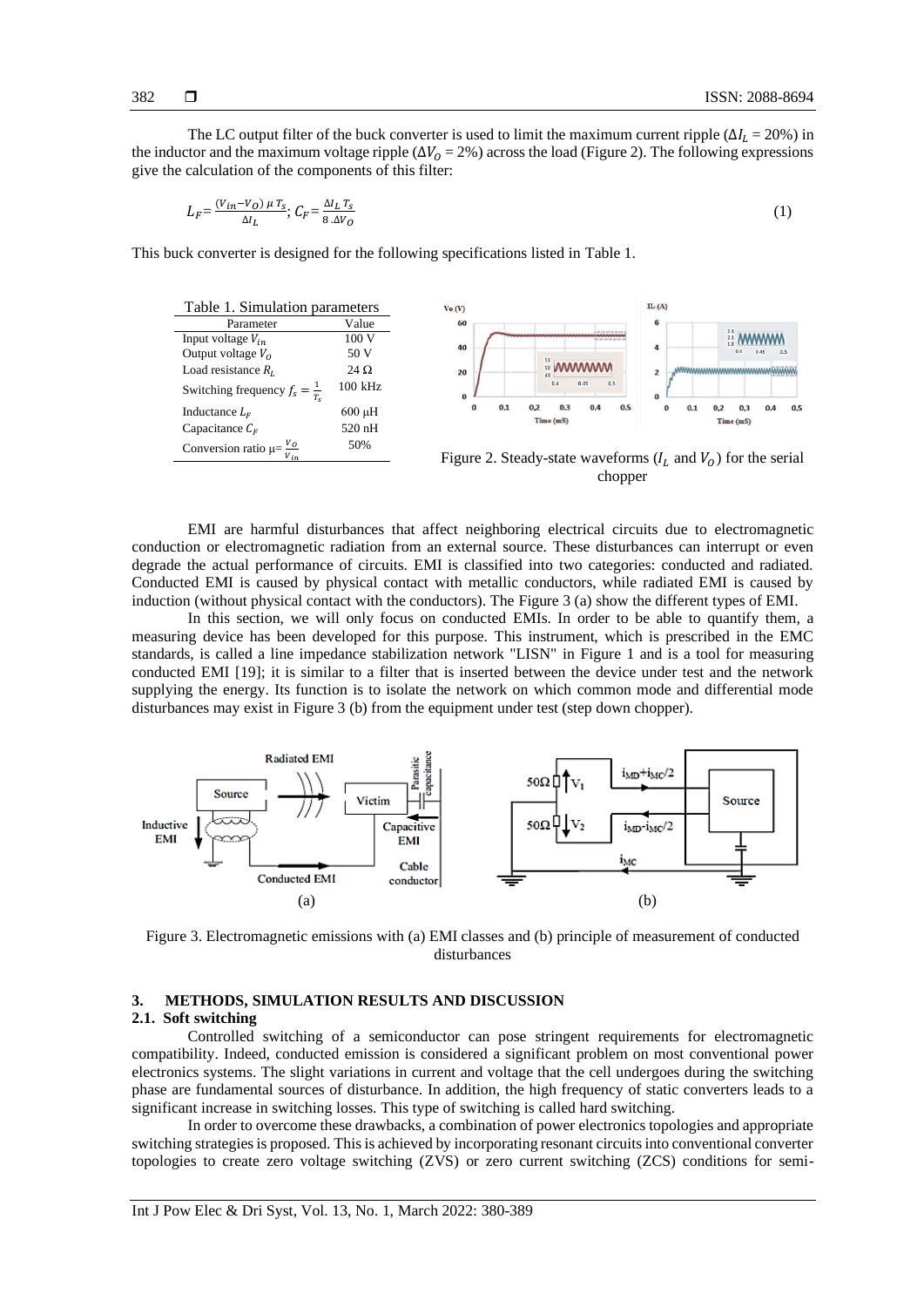The LC output filter of the buck converter is used to limit the maximum current ripple ($\Delta I_L$ = 20%) in the inductor and the maximum voltage ripple ($\Delta V_O$ = 2%) across the load (Figure 2). The following expressions give the calculation of the components of this filter:

$$L_F = \frac{(V_{in} - V_O)\,\mu\, T_s}{\Delta I_L};\; C_F = \frac{\Delta I_L\, T_s}{8\,.\Delta V_O} \tag{1}$$

This buck converter is designed for the following specifications listed in Table 1.

Table 1. Simulation parameters

| Parameter | Value |
|---|---|
| Input voltage $V_{in}$ | 100 V |
| Output voltage $V_O$ | 50 V |
| Load resistance $R_L$ | 24 Ω |
| Switching frequency $f_s = \frac{1}{T_s}$ | 100 kHz |
| Inductance $L_F$ | 600 μH |
| Capacitance $C_F$ | 520 nH |
| Conversion ratio $\mu = \frac{V_O}{V_{in}}$ | 50% |

Figure 2. Steady-state waveforms ($I_L$ and $V_O$) for the serial chopper

EMI are harmful disturbances that affect neighboring electrical circuits due to electromagnetic conduction or electromagnetic radiation from an external source. These disturbances can interrupt or even degrade the actual performance of circuits. EMI is classified into two categories: conducted and radiated. Conducted EMI is caused by physical contact with metallic conductors, while radiated EMI is caused by induction (without physical contact with the conductors). The Figure 3 (a) show the different types of EMI.

In this section, we will only focus on conducted EMIs. In order to be able to quantify them, a measuring device has been developed for this purpose. This instrument, which is prescribed in the EMC standards, is called a line impedance stabilization network "LISN" in Figure 1 and is a tool for measuring conducted EMI [19]; it is similar to a filter that is inserted between the device under test and the network supplying the energy. Its function is to isolate the network on which common mode and differential mode disturbances may exist in Figure 3 (b) from the equipment under test (step down chopper).

Figure 3. Electromagnetic emissions with (a) EMI classes and (b) principle of measurement of conducted disturbances

## 3. METHODS, SIMULATION RESULTS AND DISCUSSION

### 2.1. Soft switching

Controlled switching of a semiconductor can pose stringent requirements for electromagnetic compatibility. Indeed, conducted emission is considered a significant problem on most conventional power electronics systems. The slight variations in current and voltage that the cell undergoes during the switching phase are fundamental sources of disturbance. In addition, the high frequency of static converters leads to a significant increase in switching losses. This type of switching is called hard switching.

In order to overcome these drawbacks, a combination of power electronics topologies and appropriate switching strategies is proposed. This is achieved by incorporating resonant circuits into conventional converter topologies to create zero voltage switching (ZVS) or zero current switching (ZCS) conditions for semi-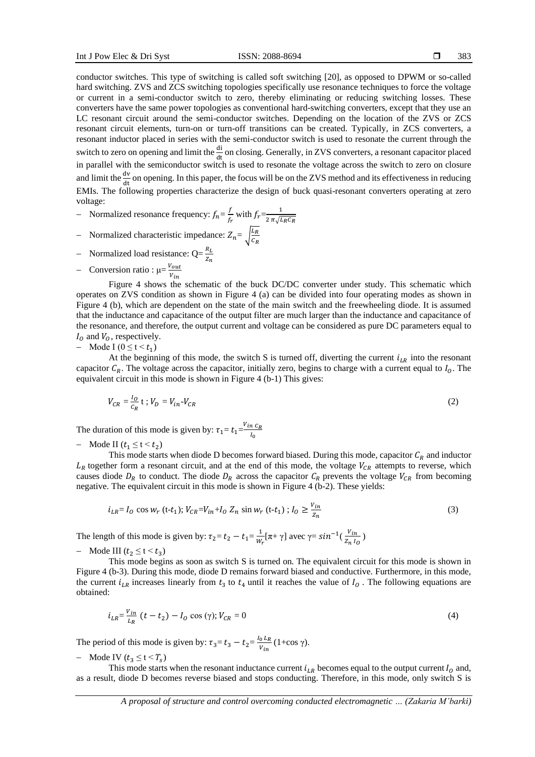conductor switches. This type of switching is called soft switching [20], as opposed to DPWM or so-called hard switching. ZVS and ZCS switching topologies specifically use resonance techniques to force the voltage or current in a semi-conductor switch to zero, thereby eliminating or reducing switching losses. These converters have the same power topologies as conventional hard-switching converters, except that they use an LC resonant circuit around the semi-conductor switches. Depending on the location of the ZVS or ZCS resonant circuit elements, turn-on or turn-off transitions can be created. Typically, in ZCS converters, a resonant inductor placed in series with the semi-conductor switch is used to resonate the current through the switch to zero on opening and limit the $\frac{di}{dt}$ on closing. Generally, in ZVS converters, a resonant capacitor placed in parallel with the semiconductor switch is used to resonate the voltage across the switch to zero on closure and limit the $\frac{dv}{dt}$ on opening. In this paper, the focus will be on the ZVS method and its effectiveness in reducing EMIs. The following properties characterize the design of buck quasi-resonant converters operating at zero voltage:

- Normalized resonance frequency: $f_n = \frac{f}{f_r}$ with $f_r = \frac{1}{2\pi\sqrt{L_R C_R}}$
- Normalized characteristic impedance: $Z_n = \sqrt{\frac{L_R}{C_R}}$
- Normalized load resistance: $Q = \frac{R_L}{Z_n}$
- Conversion ratio : $\mu = \frac{V_{out}}{V_{in}}$

Figure 4 shows the schematic of the buck DC/DC converter under study. This schematic which operates on ZVS condition as shown in Figure 4 (a) can be divided into four operating modes as shown in Figure 4 (b), which are dependent on the state of the main switch and the freewheeling diode. It is assumed that the inductance and capacitance of the output filter are much larger than the inductance and capacitance of the resonance, and therefore, the output current and voltage can be considered as pure DC parameters equal to $I_O$ and $V_O$, respectively.

- Mode I ($0 \leq t < t_1$)

At the beginning of this mode, the switch S is turned off, diverting the current $i_{LR}$ into the resonant capacitor $C_R$. The voltage across the capacitor, initially zero, begins to charge with a current equal to $I_O$. The equivalent circuit in this mode is shown in Figure 4 (b-1) This gives:

$$V_{CR} = \frac{I_O}{C_R}\, t \; ; V_D = V_{in} - V_{CR} \tag{2}$$

The duration of this mode is given by: $\tau_1 = t_1 = \frac{V_{in}\, C_R}{I_0}$

- Mode II ($t_1 \leq t < t_2$)

This mode starts when diode D becomes forward biased. During this mode, capacitor $C_R$ and inductor $L_R$ together form a resonant circuit, and at the end of this mode, the voltage $V_{CR}$ attempts to reverse, which causes diode $D_R$ to conduct. The diode $D_R$ across the capacitor $C_R$ prevents the voltage $V_{CR}$ from becoming negative. The equivalent circuit in this mode is shown in Figure 4 (b-2). These yields:

$$i_{LR} = I_O \cos w_r\, (t - t_1);\; V_{CR} = V_{in} + I_O\, Z_n \sin w_r\, (t - t_1)\; ;\; I_O \geq \frac{V_{in}}{Z_n} \tag{3}$$

The length of this mode is given by: $\tau_2 = t_2 - t_1 = \frac{1}{W_r}[\pi + \gamma]$ avec $\gamma = \sin^{-1}(\frac{V_{in}}{Z_n\, I_O})$

- Mode III ($t_2 \leq t < t_3$)

This mode begins as soon as switch S is turned on. The equivalent circuit for this mode is shown in Figure 4 (b-3). During this mode, diode D remains forward biased and conductive. Furthermore, in this mode, the current $i_{LR}$ increases linearly from $t_3$ to $t_4$ until it reaches the value of $I_O$. The following equations are obtained:

$$i_{LR} = \frac{V_{in}}{L_R}\, (t - t_2) - I_O \cos(\gamma);\; V_{CR} = 0 \tag{4}$$

The period of this mode is given by: $\tau_3 = t_3 - t_2 = \frac{I_0\, L_R}{V_{in}}\, (1 + \cos\gamma)$.

- Mode IV ($t_3 \leq t < T_s$)

This mode starts when the resonant inductance current $i_{LR}$ becomes equal to the output current $I_O$ and, as a result, diode D becomes reverse biased and stops conducting. Therefore, in this mode, only switch S is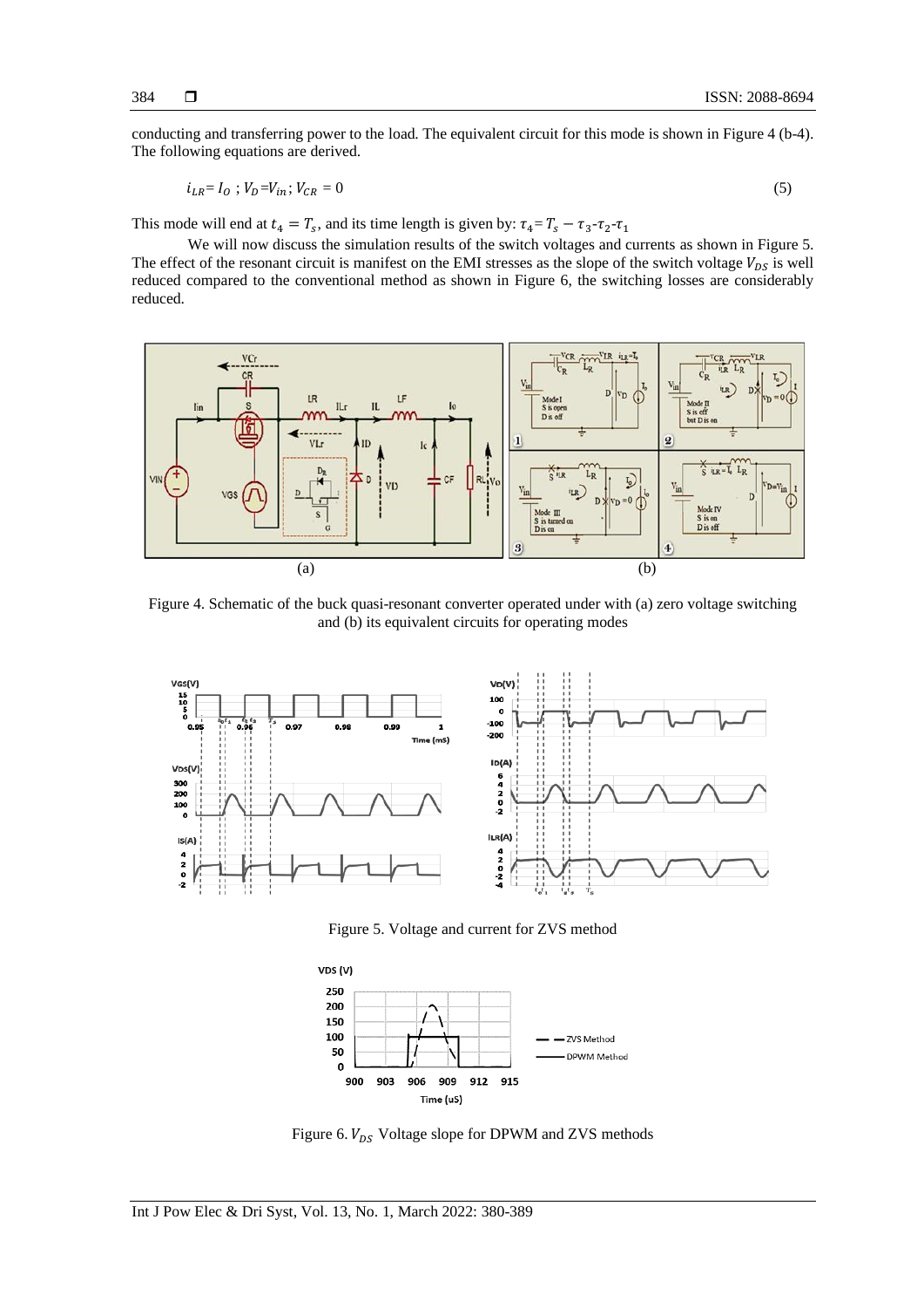conducting and transferring power to the load. The equivalent circuit for this mode is shown in Figure 4 (b-4). The following equations are derived.

$$i_{LR}= I_O \; ; V_D = V_{in}; V_{CR} = 0 \tag{5}$$

This mode will end at $t_4 = T_s$, and its time length is given by: $\tau_4 = T_s - \tau_3$-$\tau_2$-$\tau_1$

We will now discuss the simulation results of the switch voltages and currents as shown in Figure 5. The effect of the resonant circuit is manifest on the EMI stresses as the slope of the switch voltage $V_{DS}$ is well reduced compared to the conventional method as shown in Figure 6, the switching losses are considerably reduced.

Figure 4. Schematic of the buck quasi-resonant converter operated under with (a) zero voltage switching and (b) its equivalent circuits for operating modes

Figure 5. Voltage and current for ZVS method

Figure 6. $V_{DS}$ Voltage slope for DPWM and ZVS methods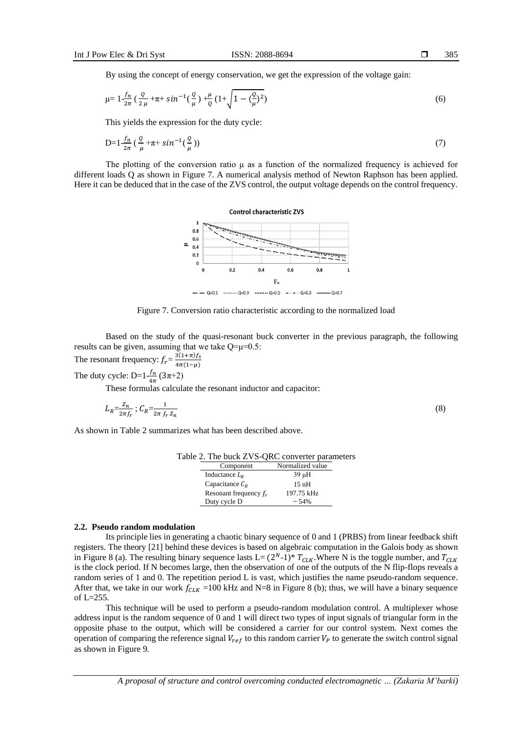By using the concept of energy conservation, we get the expression of the voltage gain:

$$\mu = 1-\frac{f_n}{2\pi}\left(\frac{Q}{2\,\mu}+\pi+\sin^{-1}\left(\frac{Q}{\mu}\right)+\frac{\mu}{Q}\left(1+\sqrt{1-\left(\frac{Q}{\mu}\right)^2}\right)\right) \tag{6}$$

This yields the expression for the duty cycle:

$$D=1-\frac{f_n}{2\pi}\left(\frac{Q}{\mu}+\pi+\sin^{-1}\left(\frac{Q}{\mu}\right)\right) \tag{7}$$

The plotting of the conversion ratio μ as a function of the normalized frequency is achieved for different loads Q as shown in Figure 7. A numerical analysis method of Newton Raphson has been applied. Here it can be deduced that in the case of the ZVS control, the output voltage depends on the control frequency.

Figure 7. Conversion ratio characteristic according to the normalized load

Based on the study of the quasi-resonant buck converter in the previous paragraph, the following results can be given, assuming that we take Q=μ=0.5:

The resonant frequency: $f_r=\frac{3(1+\pi)f_s}{4\pi(1-\mu)}$

The duty cycle: $D=1-\frac{f_n}{4\pi}(3\pi+2)$

These formulas calculate the resonant inductor and capacitor:

$$L_R=\frac{Z_n}{2\pi f_r}\;;\; C_R=\frac{1}{2\pi\, f_r\, Z_n} \tag{8}$$

As shown in Table 2 summarizes what has been described above.

Table 2. The buck ZVS-QRC converter parameters

| Component | Normalized value |
|---|---|
| Inductance $L_R$ | 39 µH |
| Capacitance $C_R$ | 15 nH |
| Resonant frequency $f_r$ | 197.75 kHz |
| Duty cycle D | ~ 54% |

### 2.2. Pseudo random modulation

Its principle lies in generating a chaotic binary sequence of 0 and 1 (PRBS) from linear feedback shift registers. The theory [21] behind these devices is based on algebraic computation in the Galois body as shown in Figure 8 (a). The resulting binary sequence lasts L= $(2^N$-1)* $T_{CLK}$.Where N is the toggle number, and $T_{CLK}$ is the clock period. If N becomes large, then the observation of one of the outputs of the N flip-flops reveals a random series of 1 and 0. The repetition period L is vast, which justifies the name pseudo-random sequence. After that, we take in our work $f_{CLK}$ =100 kHz and N=8 in Figure 8 (b); thus, we will have a binary sequence of L=255.

This technique will be used to perform a pseudo-random modulation control. A multiplexer whose address input is the random sequence of 0 and 1 will direct two types of input signals of triangular form in the opposite phase to the output, which will be considered a carrier for our control system. Next comes the operation of comparing the reference signal $V_{ref}$ to this random carrier $V_P$ to generate the switch control signal as shown in Figure 9.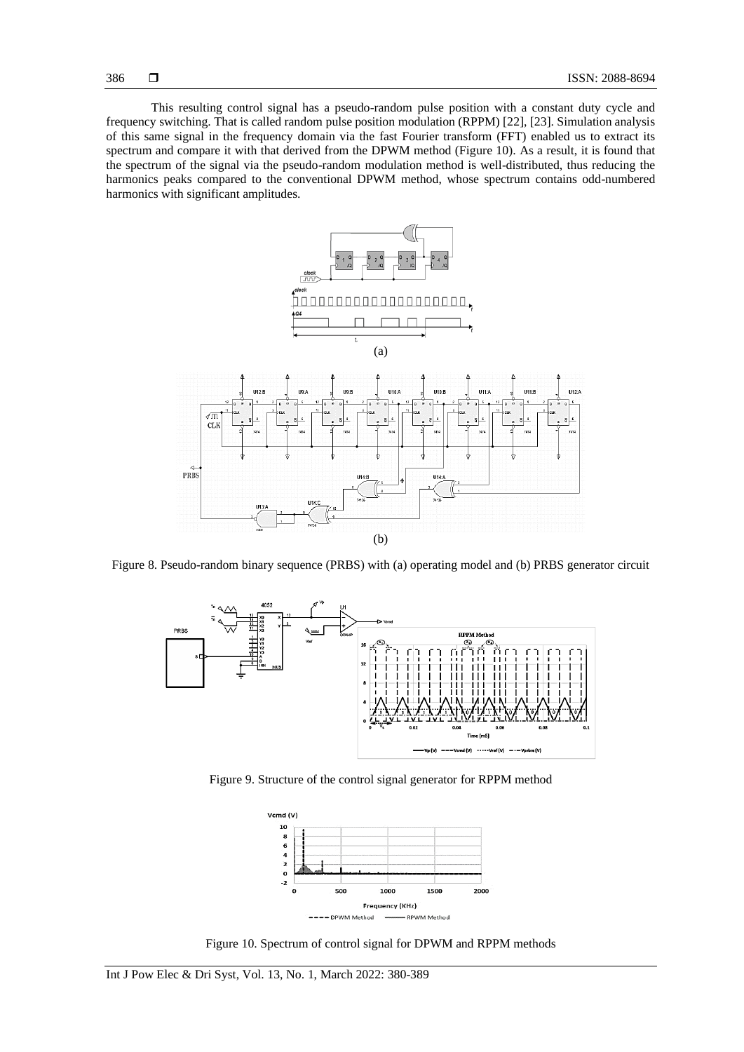This resulting control signal has a pseudo-random pulse position with a constant duty cycle and frequency switching. That is called random pulse position modulation (RPPM) [22], [23]. Simulation analysis of this same signal in the frequency domain via the fast Fourier transform (FFT) enabled us to extract its spectrum and compare it with that derived from the DPWM method (Figure 10). As a result, it is found that the spectrum of the signal via the pseudo-random modulation method is well-distributed, thus reducing the harmonics peaks compared to the conventional DPWM method, whose spectrum contains odd-numbered harmonics with significant amplitudes.

Figure 8. Pseudo-random binary sequence (PRBS) with (a) operating model and (b) PRBS generator circuit

Figure 9. Structure of the control signal generator for RPPM method

Figure 10. Spectrum of control signal for DPWM and RPPM methods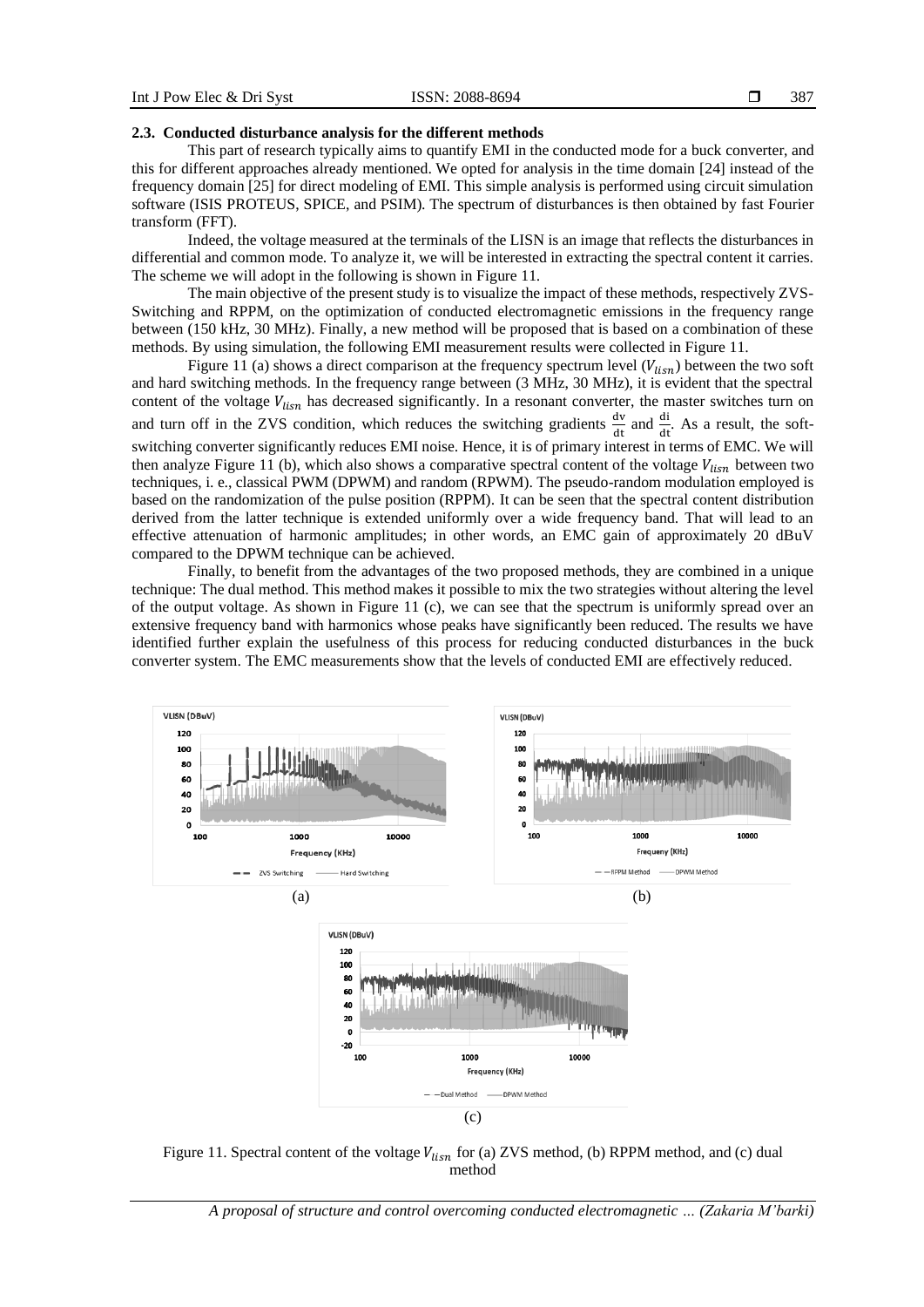### 2.3. Conducted disturbance analysis for the different methods

This part of research typically aims to quantify EMI in the conducted mode for a buck converter, and this for different approaches already mentioned. We opted for analysis in the time domain [24] instead of the frequency domain [25] for direct modeling of EMI. This simple analysis is performed using circuit simulation software (ISIS PROTEUS, SPICE, and PSIM). The spectrum of disturbances is then obtained by fast Fourier transform (FFT).

Indeed, the voltage measured at the terminals of the LISN is an image that reflects the disturbances in differential and common mode. To analyze it, we will be interested in extracting the spectral content it carries. The scheme we will adopt in the following is shown in Figure 11.

The main objective of the present study is to visualize the impact of these methods, respectively ZVS-Switching and RPPM, on the optimization of conducted electromagnetic emissions in the frequency range between (150 kHz, 30 MHz). Finally, a new method will be proposed that is based on a combination of these methods. By using simulation, the following EMI measurement results were collected in Figure 11.

Figure 11 (a) shows a direct comparison at the frequency spectrum level ($V_{lisn}$) between the two soft and hard switching methods. In the frequency range between (3 MHz, 30 MHz), it is evident that the spectral content of the voltage $V_{lisn}$ has decreased significantly. In a resonant converter, the master switches turn on and turn off in the ZVS condition, which reduces the switching gradients $\frac{dv}{dt}$ and $\frac{di}{dt}$. As a result, the soft-switching converter significantly reduces EMI noise. Hence, it is of primary interest in terms of EMC. We will then analyze Figure 11 (b), which also shows a comparative spectral content of the voltage $V_{lisn}$ between two techniques, i. e., classical PWM (DPWM) and random (RPWM). The pseudo-random modulation employed is based on the randomization of the pulse position (RPPM). It can be seen that the spectral content distribution derived from the latter technique is extended uniformly over a wide frequency band. That will lead to an effective attenuation of harmonic amplitudes; in other words, an EMC gain of approximately 20 dBuV compared to the DPWM technique can be achieved.

Finally, to benefit from the advantages of the two proposed methods, they are combined in a unique technique: The dual method. This method makes it possible to mix the two strategies without altering the level of the output voltage. As shown in Figure 11 (c), we can see that the spectrum is uniformly spread over an extensive frequency band with harmonics whose peaks have significantly been reduced. The results we have identified further explain the usefulness of this process for reducing conducted disturbances in the buck converter system. The EMC measurements show that the levels of conducted EMI are effectively reduced.

Figure 11. Spectral content of the voltage $V_{lisn}$ for (a) ZVS method, (b) RPPM method, and (c) dual method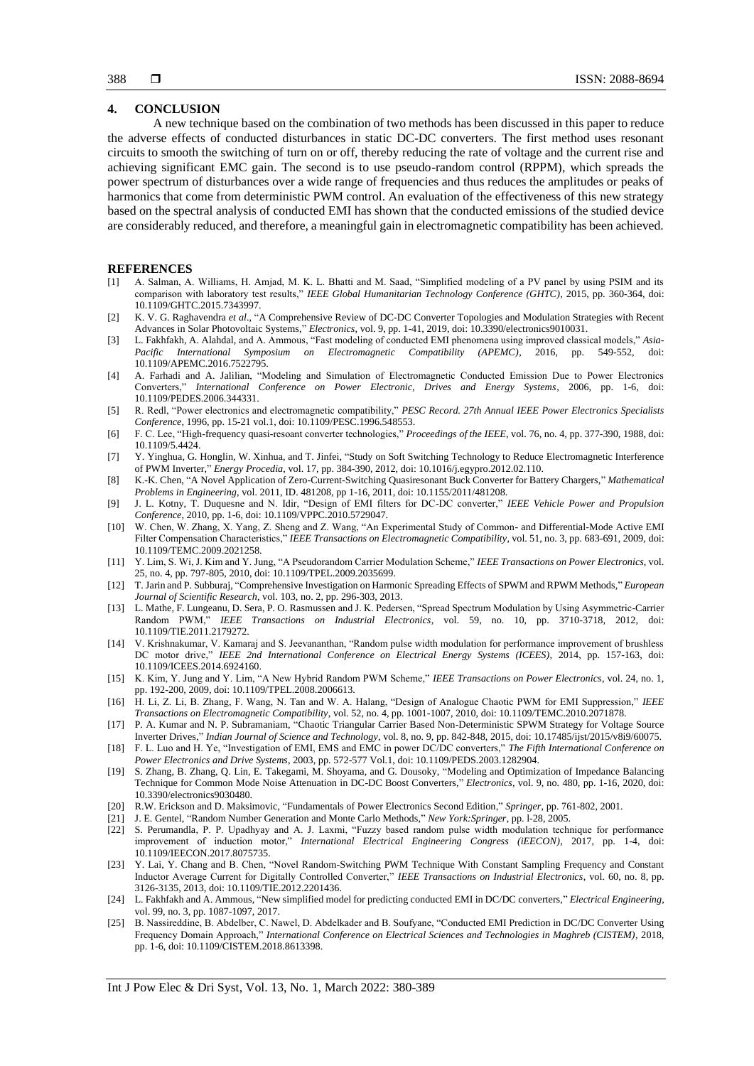## 4. CONCLUSION

A new technique based on the combination of two methods has been discussed in this paper to reduce the adverse effects of conducted disturbances in static DC-DC converters. The first method uses resonant circuits to smooth the switching of turn on or off, thereby reducing the rate of voltage and the current rise and achieving significant EMC gain. The second is to use pseudo-random control (RPPM), which spreads the power spectrum of disturbances over a wide range of frequencies and thus reduces the amplitudes or peaks of harmonics that come from deterministic PWM control. An evaluation of the effectiveness of this new strategy based on the spectral analysis of conducted EMI has shown that the conducted emissions of the studied device are considerably reduced, and therefore, a meaningful gain in electromagnetic compatibility has been achieved.

## REFERENCES

[1] A. Salman, A. Williams, H. Amjad, M. K. L. Bhatti and M. Saad, "Simplified modeling of a PV panel by using PSIM and its comparison with laboratory test results," *IEEE Global Humanitarian Technology Conference (GHTC)*, 2015, pp. 360-364, doi: 10.1109/GHTC.2015.7343997.

[2] K. V. G. Raghavendra *et al*., "A Comprehensive Review of DC-DC Converter Topologies and Modulation Strategies with Recent Advances in Solar Photovoltaic Systems," *Electronics*, vol. 9, pp. 1-41, 2019, doi: 10.3390/electronics9010031.

[3] L. Fakhfakh, A. Alahdal, and A. Ammous, "Fast modeling of conducted EMI phenomena using improved classical models," *Asia-Pacific International Symposium on Electromagnetic Compatibility (APEMC)*, 2016, pp. 549-552, doi: 10.1109/APEMC.2016.7522795.

[4] A. Farhadi and A. Jalilian, "Modeling and Simulation of Electromagnetic Conducted Emission Due to Power Electronics Converters," *International Conference on Power Electronic, Drives and Energy Systems*, 2006, pp. 1-6, doi: 10.1109/PEDES.2006.344331.

[5] R. Redl, "Power electronics and electromagnetic compatibility," *PESC Record. 27th Annual IEEE Power Electronics Specialists Conference*, 1996, pp. 15-21 vol.1, doi: 10.1109/PESC.1996.548553.

[6] F. C. Lee, "High-frequency quasi-resoant converter technologies," *Proceedings of the IEEE*, vol. 76, no. 4, pp. 377-390, 1988, doi: 10.1109/5.4424.

[7] Y. Yinghua, G. Honglin, W. Xinhua, and T. Jinfei, "Study on Soft Switching Technology to Reduce Electromagnetic Interference of PWM Inverter," *Energy Procedia*, vol. 17, pp. 384-390, 2012, doi: 10.1016/j.egypro.2012.02.110.

[8] K.-K. Chen, "A Novel Application of Zero-Current-Switching Quasiresonant Buck Converter for Battery Chargers," *Mathematical Problems in Engineering*, vol. 2011, ID. 481208, pp 1-16, 2011, doi: 10.1155/2011/481208.

[9] J. L. Kotny, T. Duquesne and N. Idir, "Design of EMI filters for DC-DC converter," *IEEE Vehicle Power and Propulsion Conference*, 2010, pp. 1-6, doi: 10.1109/VPPC.2010.5729047.

[10] W. Chen, W. Zhang, X. Yang, Z. Sheng and Z. Wang, "An Experimental Study of Common- and Differential-Mode Active EMI Filter Compensation Characteristics," *IEEE Transactions on Electromagnetic Compatibility*, vol. 51, no. 3, pp. 683-691, 2009, doi: 10.1109/TEMC.2009.2021258.

[11] Y. Lim, S. Wi, J. Kim and Y. Jung, "A Pseudorandom Carrier Modulation Scheme," *IEEE Transactions on Power Electronics*, vol. 25, no. 4, pp. 797-805, 2010, doi: 10.1109/TPEL.2009.2035699.

[12] T. Jarin and P. Subburaj, "Comprehensive Investigation on Harmonic Spreading Effects of SPWM and RPWM Methods," *European Journal of Scientific Research*, vol. 103, no. 2, pp. 296-303, 2013.

[13] L. Mathe, F. Lungeanu, D. Sera, P. O. Rasmussen and J. K. Pedersen, "Spread Spectrum Modulation by Using Asymmetric-Carrier Random PWM," *IEEE Transactions on Industrial Electronics*, vol. 59, no. 10, pp. 3710-3718, 2012, doi: 10.1109/TIE.2011.2179272.

[14] V. Krishnakumar, V. Kamaraj and S. Jeevananthan, "Random pulse width modulation for performance improvement of brushless DC motor drive," *IEEE 2nd International Conference on Electrical Energy Systems (ICEES)*, 2014, pp. 157-163, doi: 10.1109/ICEES.2014.6924160.

[15] K. Kim, Y. Jung and Y. Lim, "A New Hybrid Random PWM Scheme," *IEEE Transactions on Power Electronics*, vol. 24, no. 1, pp. 192-200, 2009, doi: 10.1109/TPEL.2008.2006613.

[16] H. Li, Z. Li, B. Zhang, F. Wang, N. Tan and W. A. Halang, "Design of Analogue Chaotic PWM for EMI Suppression," *IEEE Transactions on Electromagnetic Compatibility*, vol. 52, no. 4, pp. 1001-1007, 2010, doi: 10.1109/TEMC.2010.2071878.

[17] P. A. Kumar and N. P. Subramaniam, "Chaotic Triangular Carrier Based Non-Deterministic SPWM Strategy for Voltage Source Inverter Drives," *Indian Journal of Science and Technology*, vol. 8, no. 9, pp. 842-848, 2015, doi: 10.17485/ijst/2015/v8i9/60075.

[18] F. L. Luo and H. Ye, "Investigation of EMI, EMS and EMC in power DC/DC converters," *The Fifth International Conference on Power Electronics and Drive Systems*, 2003, pp. 572-577 Vol.1, doi: 10.1109/PEDS.2003.1282904.

[19] S. Zhang, B. Zhang, Q. Lin, E. Takegami, M. Shoyama, and G. Dousoky, "Modeling and Optimization of Impedance Balancing Technique for Common Mode Noise Attenuation in DC-DC Boost Converters," *Electronics*, vol. 9, no. 480, pp. 1-16, 2020, doi: 10.3390/electronics9030480.

[20] R.W. Erickson and D. Maksimovic, "Fundamentals of Power Electronics Second Edition," *Springer*, pp. 761-802, 2001.

[21] J. E. Gentel, "Random Number Generation and Monte Carlo Methods," *New York:Springer*, pp. l-28, 2005.

[22] S. Perumandla, P. P. Upadhyay and A. J. Laxmi, "Fuzzy based random pulse width modulation technique for performance improvement of induction motor," *International Electrical Engineering Congress (iEECON)*, 2017, pp. 1-4, doi: 10.1109/IEECON.2017.8075735.

[23] Y. Lai, Y. Chang and B. Chen, "Novel Random-Switching PWM Technique With Constant Sampling Frequency and Constant Inductor Average Current for Digitally Controlled Converter," *IEEE Transactions on Industrial Electronics*, vol. 60, no. 8, pp. 3126-3135, 2013, doi: 10.1109/TIE.2012.2201436.

[24] L. Fakhfakh and A. Ammous, "New simplified model for predicting conducted EMI in DC/DC converters," *Electrical Engineering*, vol. 99, no. 3, pp. 1087-1097, 2017.

[25] B. Nassireddine, B. Abdelber, C. Nawel, D. Abdelkader and B. Soufyane, "Conducted EMI Prediction in DC/DC Converter Using Frequency Domain Approach," *International Conference on Electrical Sciences and Technologies in Maghreb (CISTEM)*, 2018, pp. 1-6, doi: 10.1109/CISTEM.2018.8613398.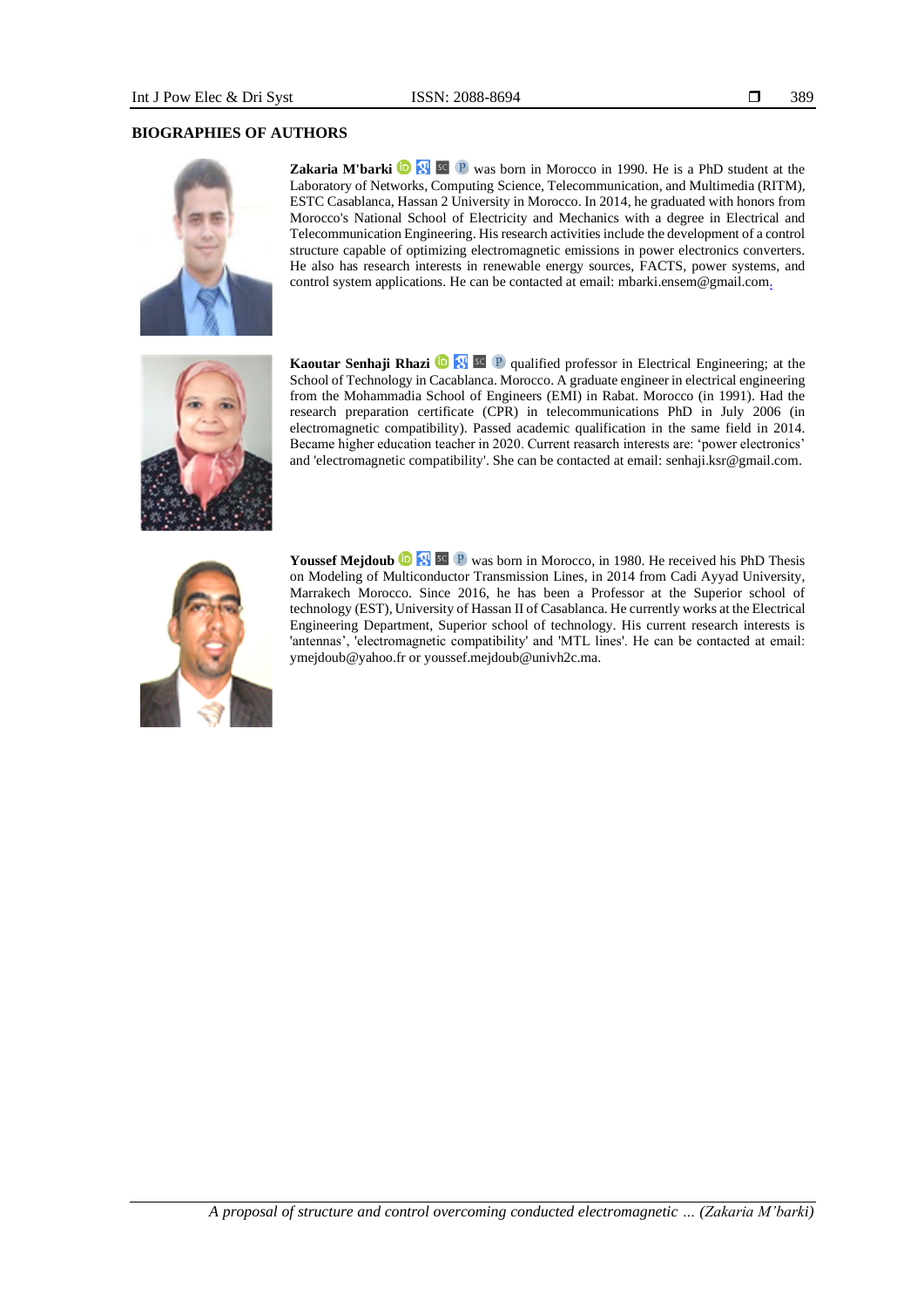## BIOGRAPHIES OF AUTHORS

**Zakaria M'barki** was born in Morocco in 1990. He is a PhD student at the Laboratory of Networks, Computing Science, Telecommunication, and Multimedia (RITM), ESTC Casablanca, Hassan 2 University in Morocco. In 2014, he graduated with honors from Morocco's National School of Electricity and Mechanics with a degree in Electrical and Telecommunication Engineering. His research activities include the development of a control structure capable of optimizing electromagnetic emissions in power electronics converters. He also has research interests in renewable energy sources, FACTS, power systems, and control system applications. He can be contacted at email: mbarki.ensem@gmail.com.

**Kaoutar Senhaji Rhazi** qualified professor in Electrical Engineering; at the School of Technology in Cacablanca. Morocco. A graduate engineer in electrical engineering from the Mohammadia School of Engineers (EMI) in Rabat. Morocco (in 1991). Had the research preparation certificate (CPR) in telecommunications PhD in July 2006 (in electromagnetic compatibility). Passed academic qualification in the same field in 2014. Became higher education teacher in 2020. Current reasarch interests are: 'power electronics' and 'electromagnetic compatibility'. She can be contacted at email: senhaji.ksr@gmail.com.

**Youssef Mejdoub** was born in Morocco, in 1980. He received his PhD Thesis on Modeling of Multiconductor Transmission Lines, in 2014 from Cadi Ayyad University, Marrakech Morocco. Since 2016, he has been a Professor at the Superior school of technology (EST), University of Hassan II of Casablanca. He currently works at the Electrical Engineering Department, Superior school of technology. His current research interests is 'antennas', 'electromagnetic compatibility' and 'MTL lines'. He can be contacted at email: ymejdoub@yahoo.fr or youssef.mejdoub@univh2c.ma.